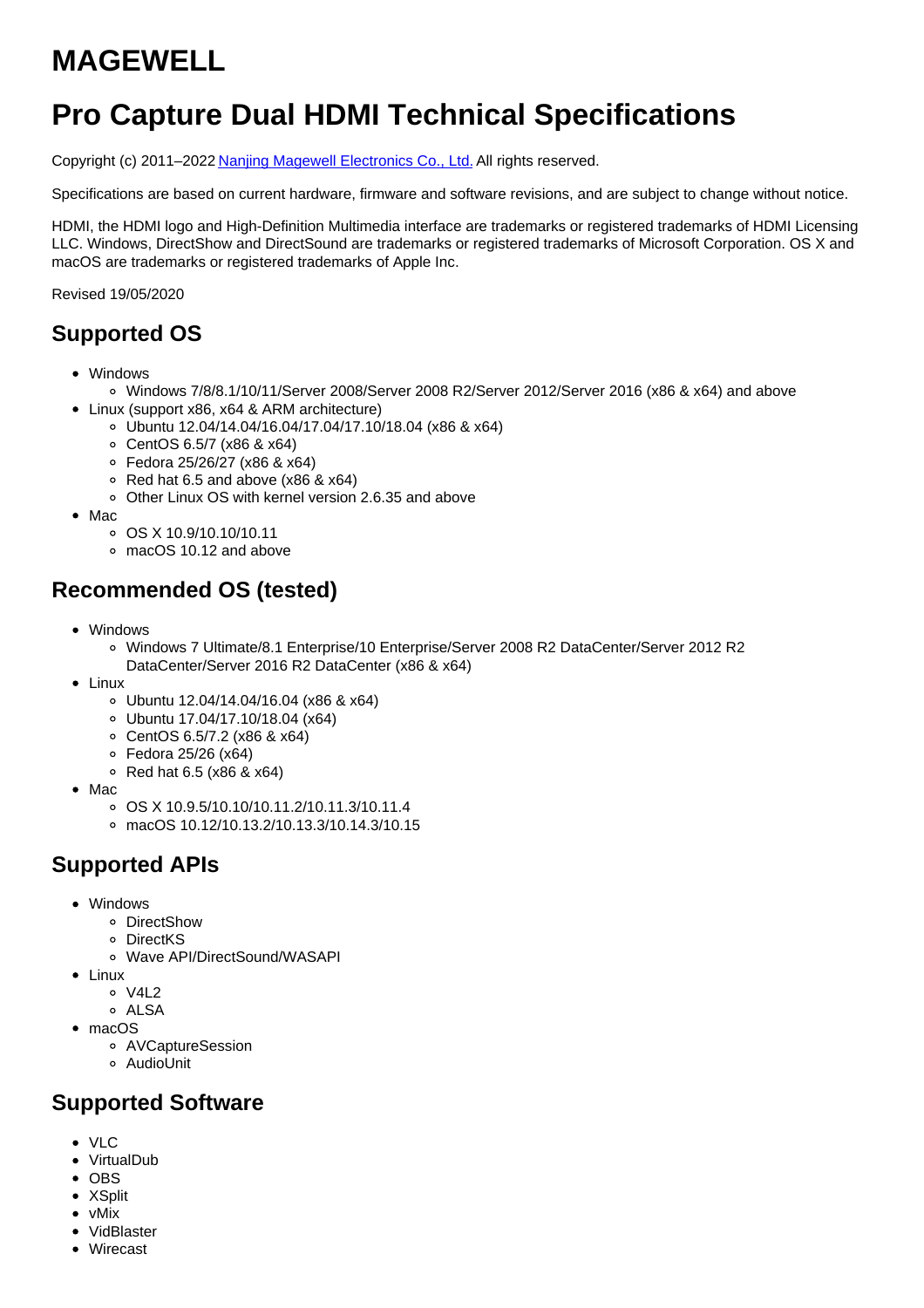# MAGEWELL

# Pro Capture Dual HDMI Technical Specifications

Copyright (c) 2011–2022 [Nanjing Magewell Electronics Co., Ltd.](#) All rights reserved.

Specifications are based on current hardware, firmware and software revisions, and are subject to change without notice.

HDMI, the HDMI logo and High-Definition Multimedia interface are trademarks or registered trademarks of HDMI Licensing LLC. Windows, DirectShow and DirectSound are trademarks or registered trademarks of Microsoft Corporation. OS X and macOS are trademarks or registered trademarks of Apple Inc.

Revised 19/05/2020

## Supported OS

- Windows
  - Windows 7/8/8.1/10/11/Server 2008/Server 2008 R2/Server 2012/Server 2016 (x86 & x64) and above
- Linux (support x86, x64 & ARM architecture)
  - Ubuntu 12.04/14.04/16.04/17.04/17.10/18.04 (x86 & x64)
  - CentOS 6.5/7 (x86 & x64)
  - Fedora 25/26/27 (x86 & x64)
  - Red hat 6.5 and above (x86 & x64)
  - Other Linux OS with kernel version 2.6.35 and above
- Mac
  - OS X 10.9/10.10/10.11
  - macOS 10.12 and above

## Recommended OS (tested)

- Windows
  - Windows 7 Ultimate/8.1 Enterprise/10 Enterprise/Server 2008 R2 DataCenter/Server 2012 R2 DataCenter/Server 2016 R2 DataCenter (x86 & x64)
- Linux
  - Ubuntu 12.04/14.04/16.04 (x86 & x64)
  - Ubuntu 17.04/17.10/18.04 (x64)
  - CentOS 6.5/7.2 (x86 & x64)
  - Fedora 25/26 (x64)
  - Red hat 6.5 (x86 & x64)
- Mac
  - OS X 10.9.5/10.10/10.11.2/10.11.3/10.11.4
  - macOS 10.12/10.13.2/10.13.3/10.14.3/10.15

## Supported APIs

- Windows
  - DirectShow
  - DirectKS
  - Wave API/DirectSound/WASAPI
- Linux
  - V4L2
  - ALSA
- macOS
  - AVCaptureSession
  - AudioUnit

## Supported Software

- VLC
- VirtualDub
- OBS
- XSplit
- vMix
- VidBlaster
- Wirecast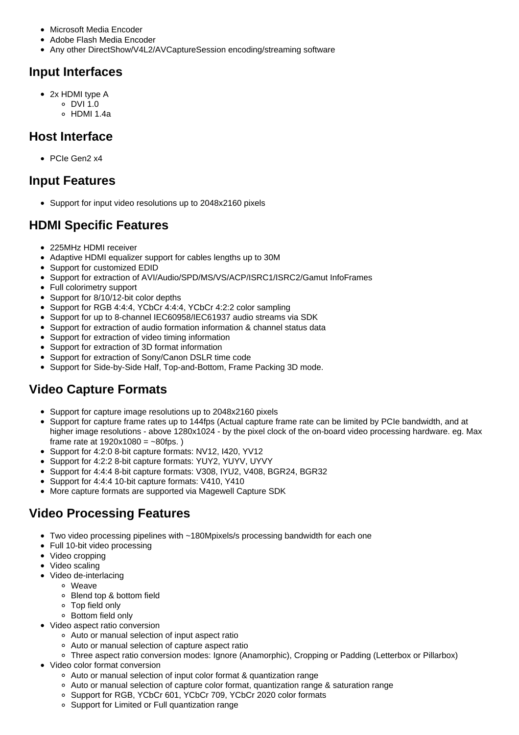- Microsoft Media Encoder
- Adobe Flash Media Encoder
- Any other DirectShow/V4L2/AVCaptureSession encoding/streaming software

## Input Interfaces

- 2x HDMI type A
  - DVI 1.0
  - HDMI 1.4a

## Host Interface

- PCIe Gen2 x4

## Input Features

- Support for input video resolutions up to 2048x2160 pixels

## HDMI Specific Features

- 225MHz HDMI receiver
- Adaptive HDMI equalizer support for cables lengths up to 30M
- Support for customized EDID
- Support for extraction of AVI/Audio/SPD/MS/VS/ACP/ISRC1/ISRC2/Gamut InfoFrames
- Full colorimetry support
- Support for 8/10/12-bit color depths
- Support for RGB 4:4:4, YCbCr 4:4:4, YCbCr 4:2:2 color sampling
- Support for up to 8-channel IEC60958/IEC61937 audio streams via SDK
- Support for extraction of audio formation information & channel status data
- Support for extraction of video timing information
- Support for extraction of 3D format information
- Support for extraction of Sony/Canon DSLR time code
- Support for Side-by-Side Half, Top-and-Bottom, Frame Packing 3D mode.

## Video Capture Formats

- Support for capture image resolutions up to 2048x2160 pixels
- Support for capture frame rates up to 144fps (Actual capture frame rate can be limited by PCIe bandwidth, and at higher image resolutions - above 1280x1024 - by the pixel clock of the on-board video processing hardware. eg. Max frame rate at 1920x1080 = ~80fps. )
- Support for 4:2:0 8-bit capture formats: NV12, I420, YV12
- Support for 4:2:2 8-bit capture formats: YUY2, YUYV, UYVY
- Support for 4:4:4 8-bit capture formats: V308, IYU2, V408, BGR24, BGR32
- Support for 4:4:4 10-bit capture formats: V410, Y410
- More capture formats are supported via Magewell Capture SDK

## Video Processing Features

- Two video processing pipelines with ~180Mpixels/s processing bandwidth for each one
- Full 10-bit video processing
- Video cropping
- Video scaling
- Video de-interlacing
  - Weave
  - Blend top & bottom field
  - Top field only
  - Bottom field only
- Video aspect ratio conversion
  - Auto or manual selection of input aspect ratio
  - Auto or manual selection of capture aspect ratio
  - Three aspect ratio conversion modes: Ignore (Anamorphic), Cropping or Padding (Letterbox or Pillarbox)
- Video color format conversion
  - Auto or manual selection of input color format & quantization range
  - Auto or manual selection of capture color format, quantization range & saturation range
  - Support for RGB, YCbCr 601, YCbCr 709, YCbCr 2020 color formats
  - Support for Limited or Full quantization range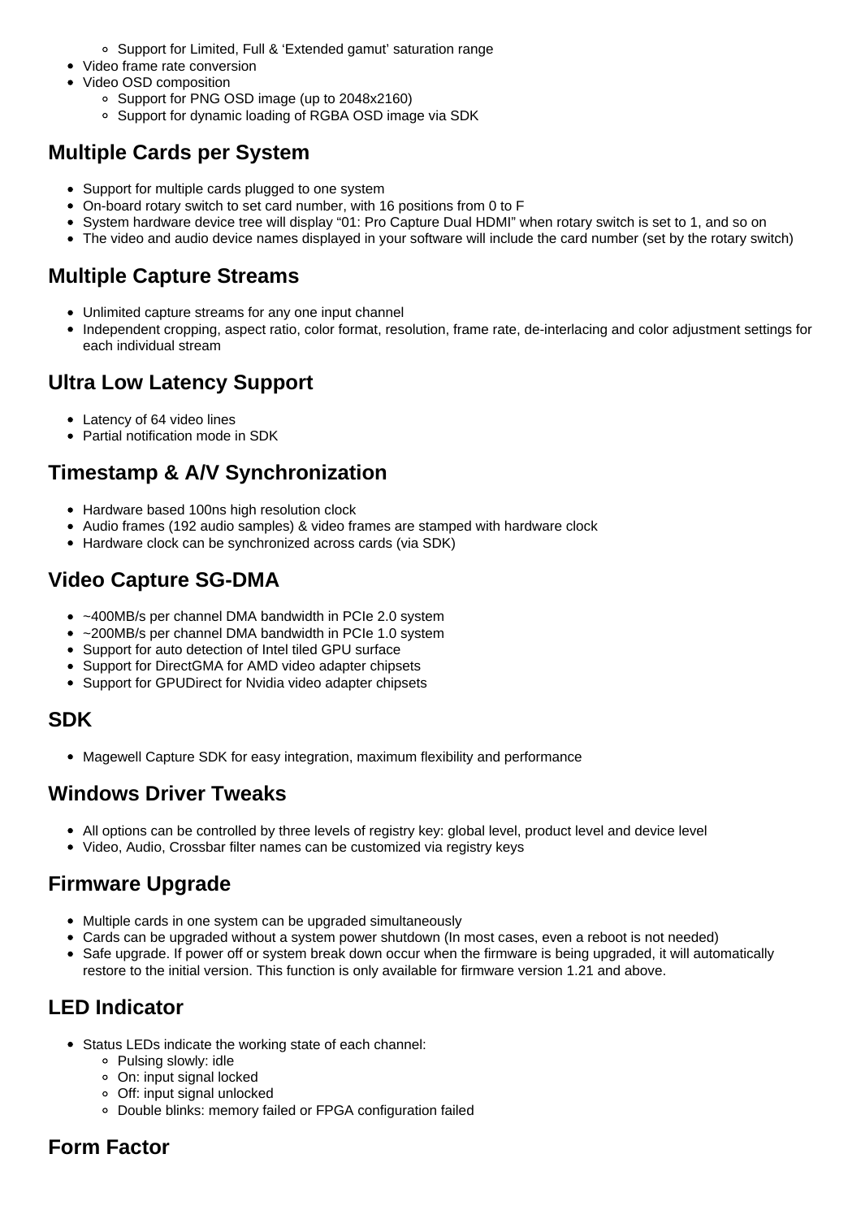- Support for Limited, Full & ‘Extended gamut’ saturation range
- Video frame rate conversion
- Video OSD composition
    - Support for PNG OSD image (up to 2048x2160)
    - Support for dynamic loading of RGBA OSD image via SDK

## Multiple Cards per System

- Support for multiple cards plugged to one system
- On-board rotary switch to set card number, with 16 positions from 0 to F
- System hardware device tree will display “01: Pro Capture Dual HDMI” when rotary switch is set to 1, and so on
- The video and audio device names displayed in your software will include the card number (set by the rotary switch)

## Multiple Capture Streams

- Unlimited capture streams for any one input channel
- Independent cropping, aspect ratio, color format, resolution, frame rate, de-interlacing and color adjustment settings for each individual stream

## Ultra Low Latency Support

- Latency of 64 video lines
- Partial notification mode in SDK

## Timestamp & A/V Synchronization

- Hardware based 100ns high resolution clock
- Audio frames (192 audio samples) & video frames are stamped with hardware clock
- Hardware clock can be synchronized across cards (via SDK)

## Video Capture SG-DMA

- ~400MB/s per channel DMA bandwidth in PCIe 2.0 system
- ~200MB/s per channel DMA bandwidth in PCIe 1.0 system
- Support for auto detection of Intel tiled GPU surface
- Support for DirectGMA for AMD video adapter chipsets
- Support for GPUDirect for Nvidia video adapter chipsets

## SDK

- Magewell Capture SDK for easy integration, maximum flexibility and performance

## Windows Driver Tweaks

- All options can be controlled by three levels of registry key: global level, product level and device level
- Video, Audio, Crossbar filter names can be customized via registry keys

## Firmware Upgrade

- Multiple cards in one system can be upgraded simultaneously
- Cards can be upgraded without a system power shutdown (In most cases, even a reboot is not needed)
- Safe upgrade. If power off or system break down occur when the firmware is being upgraded, it will automatically restore to the initial version. This function is only available for firmware version 1.21 and above.

## LED Indicator

- Status LEDs indicate the working state of each channel:
    - Pulsing slowly: idle
    - On: input signal locked
    - Off: input signal unlocked
    - Double blinks: memory failed or FPGA configuration failed

## Form Factor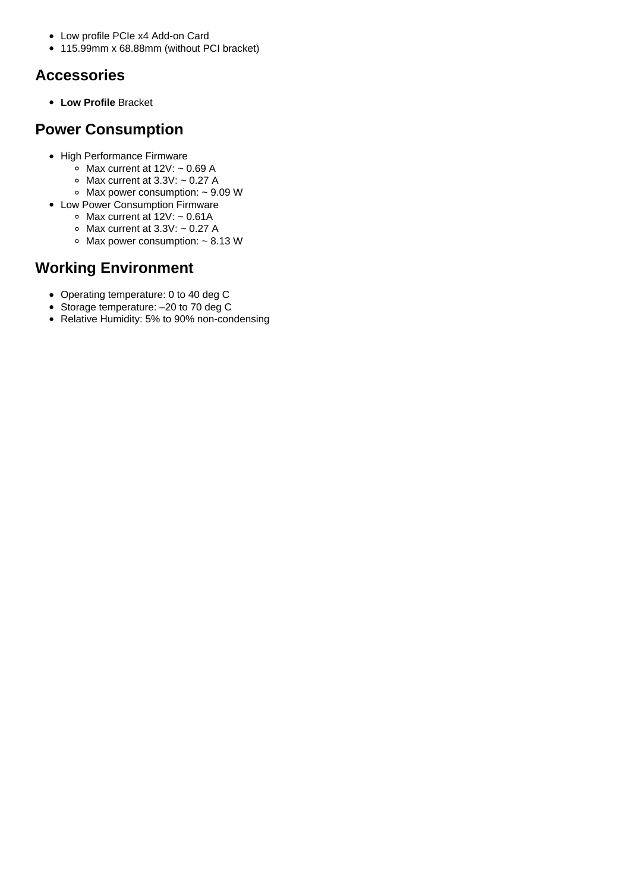- Low profile PCIe x4 Add-on Card
- 115.99mm x 68.88mm (without PCI bracket)

## Accessories

- **Low Profile** Bracket

## Power Consumption

- High Performance Firmware
  - Max current at 12V: ~ 0.69 A
  - Max current at 3.3V: ~ 0.27 A
  - Max power consumption: ~ 9.09 W
- Low Power Consumption Firmware
  - Max current at 12V: ~ 0.61A
  - Max current at 3.3V: ~ 0.27 A
  - Max power consumption: ~ 8.13 W

## Working Environment

- Operating temperature: 0 to 40 deg C
- Storage temperature: –20 to 70 deg C
- Relative Humidity: 5% to 90% non-condensing